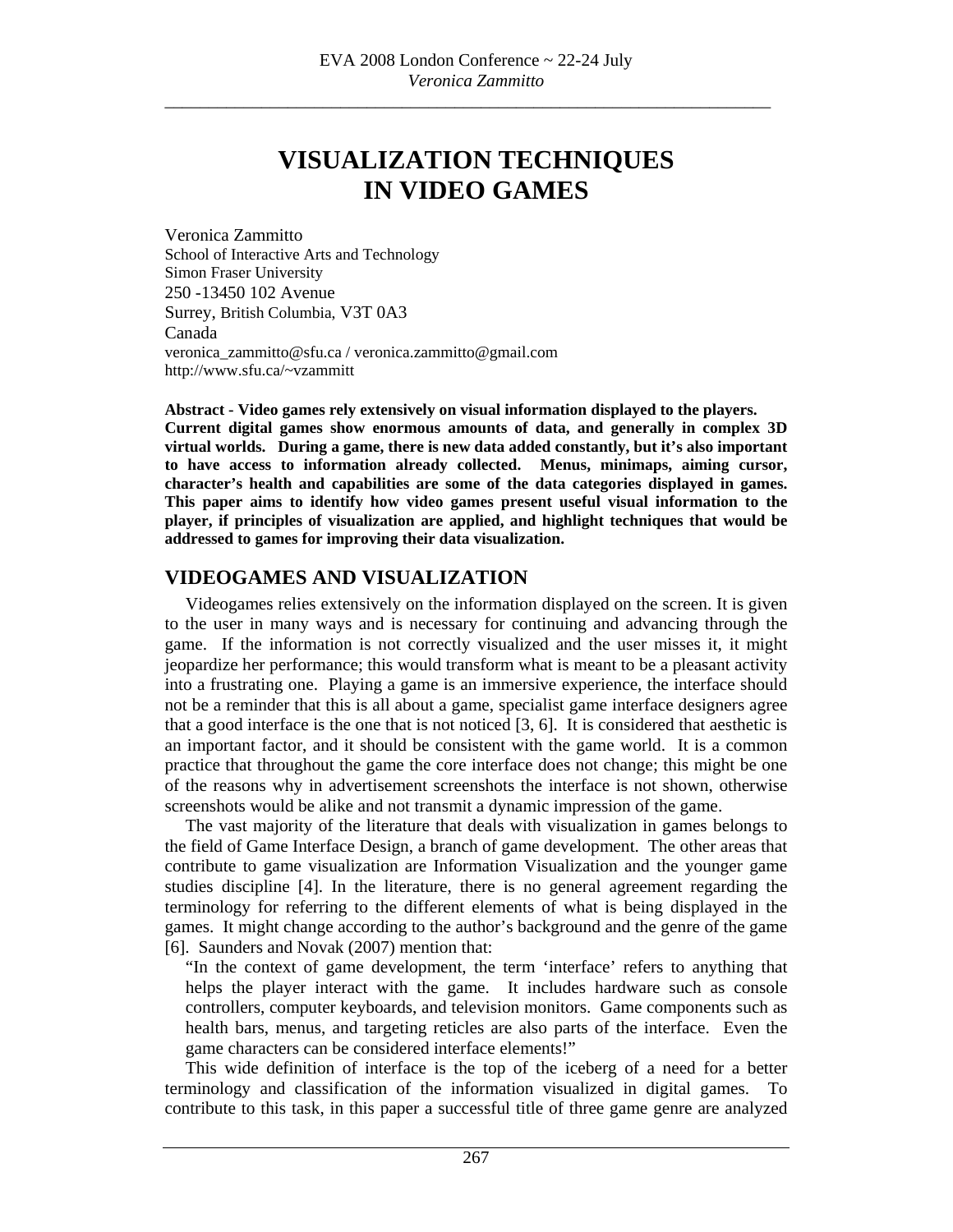# VISUALIZATION TECHNIQUES IN VIDEO GAMES

Veronica Zammitto  
School of Interactive Arts and Technology  
Simon Fraser University  
250 -13450 102 Avenue  
Surrey, British Columbia, V3T 0A3  
Canada  
veronica_zammitto@sfu.ca / veronica.zammitto@gmail.com  
http://www.sfu.ca/~vzammitt

**Abstract - Video games rely extensively on visual information displayed to the players. Current digital games show enormous amounts of data, and generally in complex 3D virtual worlds. During a game, there is new data added constantly, but it's also important to have access to information already collected. Menus, minimaps, aiming cursor, character's health and capabilities are some of the data categories displayed in games. This paper aims to identify how video games present useful visual information to the player, if principles of visualization are applied, and highlight techniques that would be addressed to games for improving their data visualization.**

## VIDEOGAMES AND VISUALIZATION

Videogames relies extensively on the information displayed on the screen. It is given to the user in many ways and is necessary for continuing and advancing through the game. If the information is not correctly visualized and the user misses it, it might jeopardize her performance; this would transform what is meant to be a pleasant activity into a frustrating one. Playing a game is an immersive experience, the interface should not be a reminder that this is all about a game, specialist game interface designers agree that a good interface is the one that is not noticed [3, 6]. It is considered that aesthetic is an important factor, and it should be consistent with the game world. It is a common practice that throughout the game the core interface does not change; this might be one of the reasons why in advertisement screenshots the interface is not shown, otherwise screenshots would be alike and not transmit a dynamic impression of the game.

The vast majority of the literature that deals with visualization in games belongs to the field of Game Interface Design, a branch of game development. The other areas that contribute to game visualization are Information Visualization and the younger game studies discipline [4]. In the literature, there is no general agreement regarding the terminology for referring to the different elements of what is being displayed in the games. It might change according to the author's background and the genre of the game [6]. Saunders and Novak (2007) mention that:

> "In the context of game development, the term 'interface' refers to anything that helps the player interact with the game. It includes hardware such as console controllers, computer keyboards, and television monitors. Game components such as health bars, menus, and targeting reticles are also parts of the interface. Even the game characters can be considered interface elements!"

This wide definition of interface is the top of the iceberg of a need for a better terminology and classification of the information visualized in digital games. To contribute to this task, in this paper a successful title of three game genre are analyzed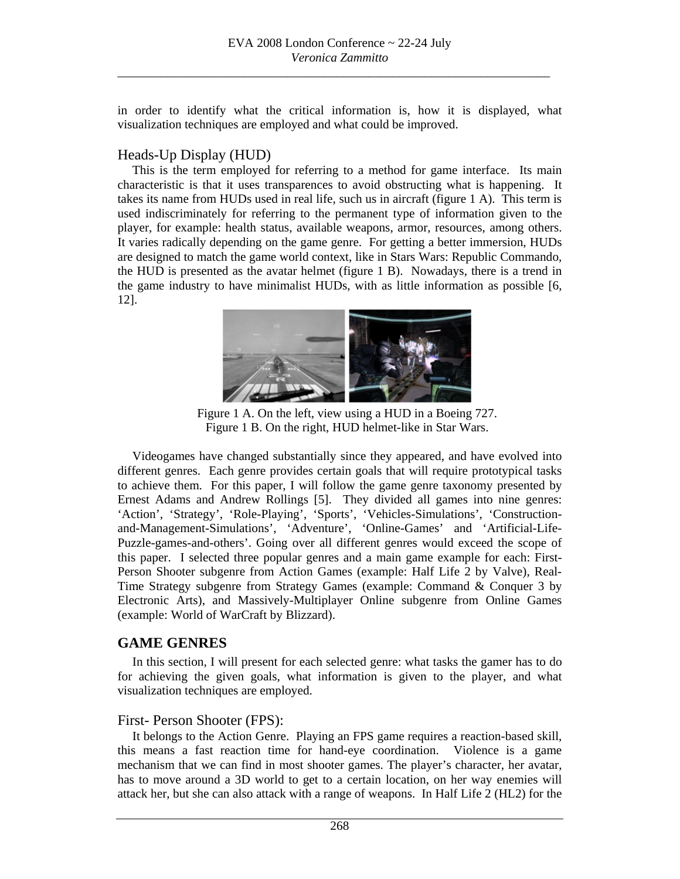in order to identify what the critical information is, how it is displayed, what visualization techniques are employed and what could be improved.

## Heads-Up Display (HUD)

This is the term employed for referring to a method for game interface. Its main characteristic is that it uses transparences to avoid obstructing what is happening. It takes its name from HUDs used in real life, such us in aircraft (figure 1 A). This term is used indiscriminately for referring to the permanent type of information given to the player, for example: health status, available weapons, armor, resources, among others. It varies radically depending on the game genre. For getting a better immersion, HUDs are designed to match the game world context, like in Stars Wars: Republic Commando, the HUD is presented as the avatar helmet (figure 1 B). Nowadays, there is a trend in the game industry to have minimalist HUDs, with as little information as possible [6, 12].

Figure 1 A. On the left, view using a HUD in a Boeing 727.
Figure 1 B. On the right, HUD helmet-like in Star Wars.

Videogames have changed substantially since they appeared, and have evolved into different genres. Each genre provides certain goals that will require prototypical tasks to achieve them. For this paper, I will follow the game genre taxonomy presented by Ernest Adams and Andrew Rollings [5]. They divided all games into nine genres: 'Action', 'Strategy', 'Role-Playing', 'Sports', 'Vehicles-Simulations', 'Construction-and-Management-Simulations', 'Adventure', 'Online-Games' and 'Artificial-Life-Puzzle-games-and-others'. Going over all different genres would exceed the scope of this paper. I selected three popular genres and a main game example for each: First-Person Shooter subgenre from Action Games (example: Half Life 2 by Valve), Real-Time Strategy subgenre from Strategy Games (example: Command & Conquer 3 by Electronic Arts), and Massively-Multiplayer Online subgenre from Online Games (example: World of WarCraft by Blizzard).

# GAME GENRES

In this section, I will present for each selected genre: what tasks the gamer has to do for achieving the given goals, what information is given to the player, and what visualization techniques are employed.

## First- Person Shooter (FPS):

It belongs to the Action Genre. Playing an FPS game requires a reaction-based skill, this means a fast reaction time for hand-eye coordination. Violence is a game mechanism that we can find in most shooter games. The player's character, her avatar, has to move around a 3D world to get to a certain location, on her way enemies will attack her, but she can also attack with a range of weapons. In Half Life 2 (HL2) for the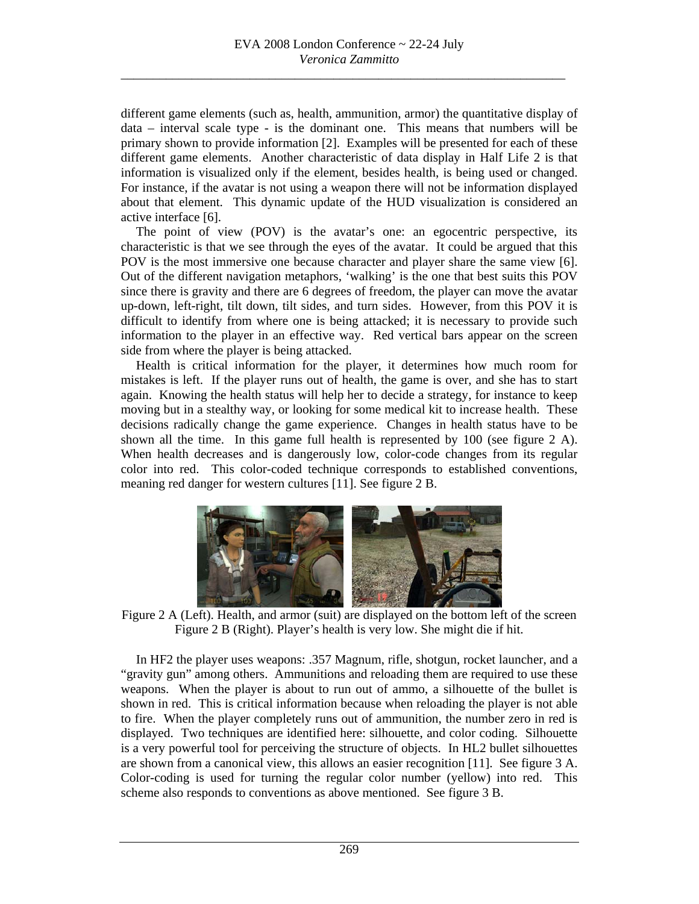different game elements (such as, health, ammunition, armor) the quantitative display of data – interval scale type - is the dominant one. This means that numbers will be primary shown to provide information [2]. Examples will be presented for each of these different game elements. Another characteristic of data display in Half Life 2 is that information is visualized only if the element, besides health, is being used or changed. For instance, if the avatar is not using a weapon there will not be information displayed about that element. This dynamic update of the HUD visualization is considered an active interface [6].

The point of view (POV) is the avatar's one: an egocentric perspective, its characteristic is that we see through the eyes of the avatar. It could be argued that this POV is the most immersive one because character and player share the same view [6]. Out of the different navigation metaphors, 'walking' is the one that best suits this POV since there is gravity and there are 6 degrees of freedom, the player can move the avatar up-down, left-right, tilt down, tilt sides, and turn sides. However, from this POV it is difficult to identify from where one is being attacked; it is necessary to provide such information to the player in an effective way. Red vertical bars appear on the screen side from where the player is being attacked.

Health is critical information for the player, it determines how much room for mistakes is left. If the player runs out of health, the game is over, and she has to start again. Knowing the health status will help her to decide a strategy, for instance to keep moving but in a stealthy way, or looking for some medical kit to increase health. These decisions radically change the game experience. Changes in health status have to be shown all the time. In this game full health is represented by 100 (see figure 2 A). When health decreases and is dangerously low, color-code changes from its regular color into red. This color-coded technique corresponds to established conventions, meaning red danger for western cultures [11]. See figure 2 B.

Figure 2 A (Left). Health, and armor (suit) are displayed on the bottom left of the screen
Figure 2 B (Right). Player's health is very low. She might die if hit.

In HF2 the player uses weapons: .357 Magnum, rifle, shotgun, rocket launcher, and a "gravity gun" among others. Ammunitions and reloading them are required to use these weapons. When the player is about to run out of ammo, a silhouette of the bullet is shown in red. This is critical information because when reloading the player is not able to fire. When the player completely runs out of ammunition, the number zero in red is displayed. Two techniques are identified here: silhouette, and color coding. Silhouette is a very powerful tool for perceiving the structure of objects. In HL2 bullet silhouettes are shown from a canonical view, this allows an easier recognition [11]. See figure 3 A. Color-coding is used for turning the regular color number (yellow) into red. This scheme also responds to conventions as above mentioned. See figure 3 B.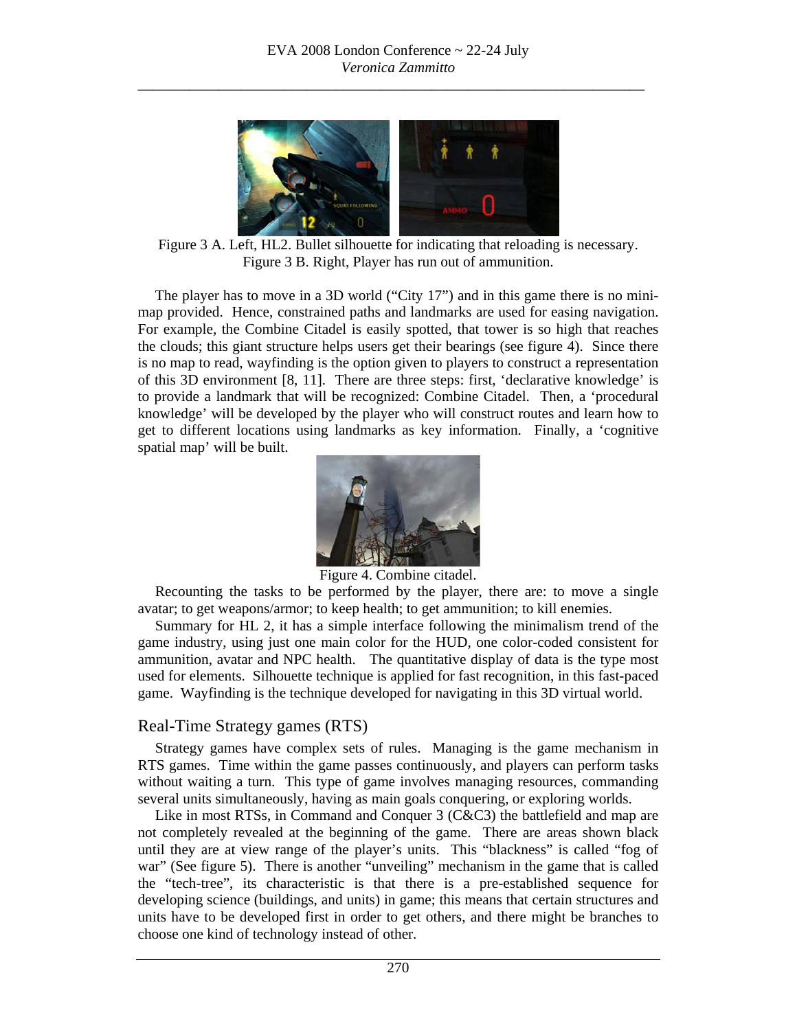Figure 3 A. Left, HL2. Bullet silhouette for indicating that reloading is necessary.
Figure 3 B. Right, Player has run out of ammunition.

The player has to move in a 3D world (“City 17”) and in this game there is no mini-map provided. Hence, constrained paths and landmarks are used for easing navigation. For example, the Combine Citadel is easily spotted, that tower is so high that reaches the clouds; this giant structure helps users get their bearings (see figure 4). Since there is no map to read, wayfinding is the option given to players to construct a representation of this 3D environment [8, 11]. There are three steps: first, ‘declarative knowledge’ is to provide a landmark that will be recognized: Combine Citadel. Then, a ‘procedural knowledge’ will be developed by the player who will construct routes and learn how to get to different locations using landmarks as key information. Finally, a ‘cognitive spatial map’ will be built.

Figure 4. Combine citadel.

Recounting the tasks to be performed by the player, there are: to move a single avatar; to get weapons/armor; to keep health; to get ammunition; to kill enemies.

Summary for HL 2, it has a simple interface following the minimalism trend of the game industry, using just one main color for the HUD, one color-coded consistent for ammunition, avatar and NPC health. The quantitative display of data is the type most used for elements. Silhouette technique is applied for fast recognition, in this fast-paced game. Wayfinding is the technique developed for navigating in this 3D virtual world.

## Real-Time Strategy games (RTS)

Strategy games have complex sets of rules. Managing is the game mechanism in RTS games. Time within the game passes continuously, and players can perform tasks without waiting a turn. This type of game involves managing resources, commanding several units simultaneously, having as main goals conquering, or exploring worlds.

Like in most RTSs, in Command and Conquer 3 (C&C3) the battlefield and map are not completely revealed at the beginning of the game. There are areas shown black until they are at view range of the player’s units. This “blackness” is called “fog of war” (See figure 5). There is another “unveiling” mechanism in the game that is called the “tech-tree”, its characteristic is that there is a pre-established sequence for developing science (buildings, and units) in game; this means that certain structures and units have to be developed first in order to get others, and there might be branches to choose one kind of technology instead of other.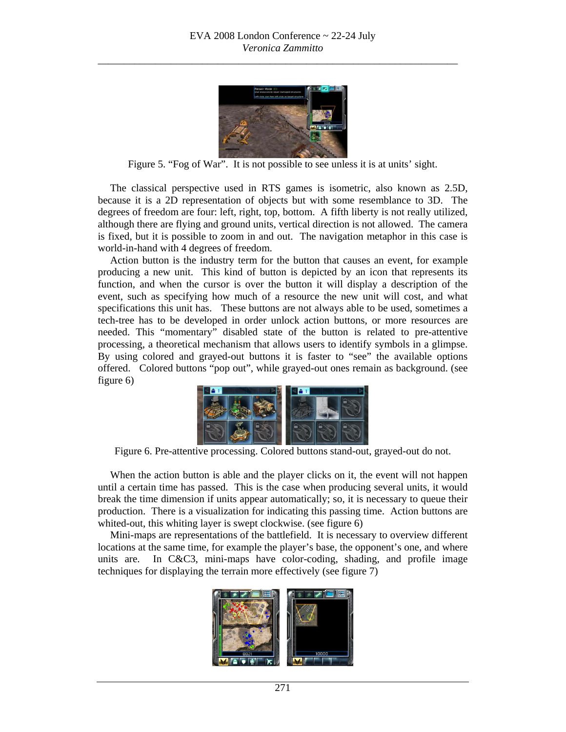Figure 5. “Fog of War”. It is not possible to see unless it is at units’ sight.

The classical perspective used in RTS games is isometric, also known as 2.5D, because it is a 2D representation of objects but with some resemblance to 3D. The degrees of freedom are four: left, right, top, bottom. A fifth liberty is not really utilized, although there are flying and ground units, vertical direction is not allowed. The camera is fixed, but it is possible to zoom in and out. The navigation metaphor in this case is world-in-hand with 4 degrees of freedom.

Action button is the industry term for the button that causes an event, for example producing a new unit. This kind of button is depicted by an icon that represents its function, and when the cursor is over the button it will display a description of the event, such as specifying how much of a resource the new unit will cost, and what specifications this unit has. These buttons are not always able to be used, sometimes a tech-tree has to be developed in order unlock action buttons, or more resources are needed. This “momentary” disabled state of the button is related to pre-attentive processing, a theoretical mechanism that allows users to identify symbols in a glimpse. By using colored and grayed-out buttons it is faster to “see” the available options offered. Colored buttons “pop out”, while grayed-out ones remain as background. (see figure 6)

Figure 6. Pre-attentive processing. Colored buttons stand-out, grayed-out do not.

When the action button is able and the player clicks on it, the event will not happen until a certain time has passed. This is the case when producing several units, it would break the time dimension if units appear automatically; so, it is necessary to queue their production. There is a visualization for indicating this passing time. Action buttons are whited-out, this whiting layer is swept clockwise. (see figure 6)

Mini-maps are representations of the battlefield. It is necessary to overview different locations at the same time, for example the player’s base, the opponent’s one, and where units are. In C&C3, mini-maps have color-coding, shading, and profile image techniques for displaying the terrain more effectively (see figure 7)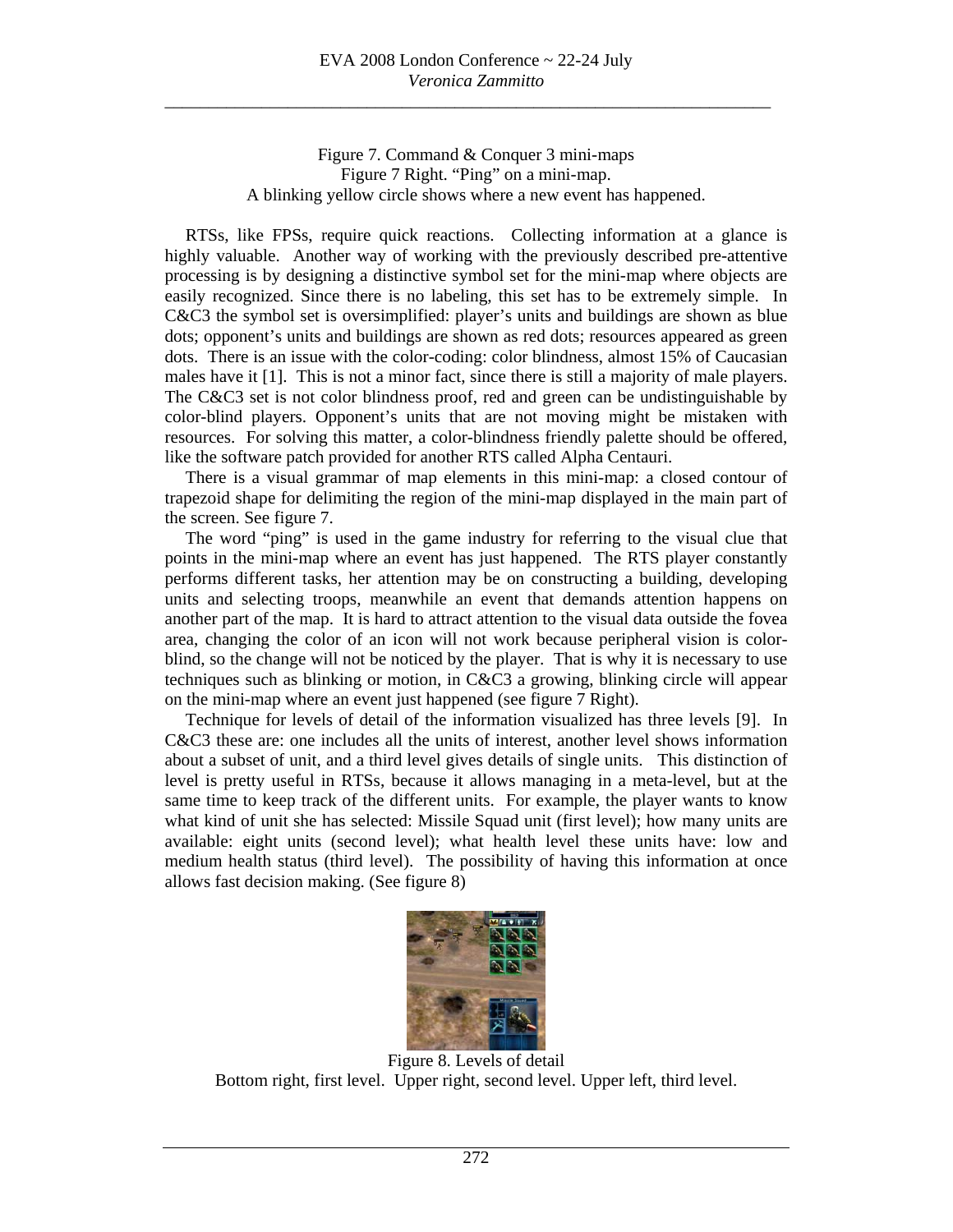Figure 7. Command & Conquer 3 mini-maps
Figure 7 Right. “Ping” on a mini-map.
A blinking yellow circle shows where a new event has happened.

RTSs, like FPSs, require quick reactions. Collecting information at a glance is highly valuable. Another way of working with the previously described pre-attentive processing is by designing a distinctive symbol set for the mini-map where objects are easily recognized. Since there is no labeling, this set has to be extremely simple. In C&C3 the symbol set is oversimplified: player’s units and buildings are shown as blue dots; opponent’s units and buildings are shown as red dots; resources appeared as green dots. There is an issue with the color-coding: color blindness, almost 15% of Caucasian males have it [1]. This is not a minor fact, since there is still a majority of male players. The C&C3 set is not color blindness proof, red and green can be undistinguishable by color-blind players. Opponent’s units that are not moving might be mistaken with resources. For solving this matter, a color-blindness friendly palette should be offered, like the software patch provided for another RTS called Alpha Centauri.

There is a visual grammar of map elements in this mini-map: a closed contour of trapezoid shape for delimiting the region of the mini-map displayed in the main part of the screen. See figure 7.

The word “ping” is used in the game industry for referring to the visual clue that points in the mini-map where an event has just happened. The RTS player constantly performs different tasks, her attention may be on constructing a building, developing units and selecting troops, meanwhile an event that demands attention happens on another part of the map. It is hard to attract attention to the visual data outside the fovea area, changing the color of an icon will not work because peripheral vision is color-blind, so the change will not be noticed by the player. That is why it is necessary to use techniques such as blinking or motion, in C&C3 a growing, blinking circle will appear on the mini-map where an event just happened (see figure 7 Right).

Technique for levels of detail of the information visualized has three levels [9]. In C&C3 these are: one includes all the units of interest, another level shows information about a subset of unit, and a third level gives details of single units. This distinction of level is pretty useful in RTSs, because it allows managing in a meta-level, but at the same time to keep track of the different units. For example, the player wants to know what kind of unit she has selected: Missile Squad unit (first level); how many units are available: eight units (second level); what health level these units have: low and medium health status (third level). The possibility of having this information at once allows fast decision making. (See figure 8)

Figure 8. Levels of detail
Bottom right, first level. Upper right, second level. Upper left, third level.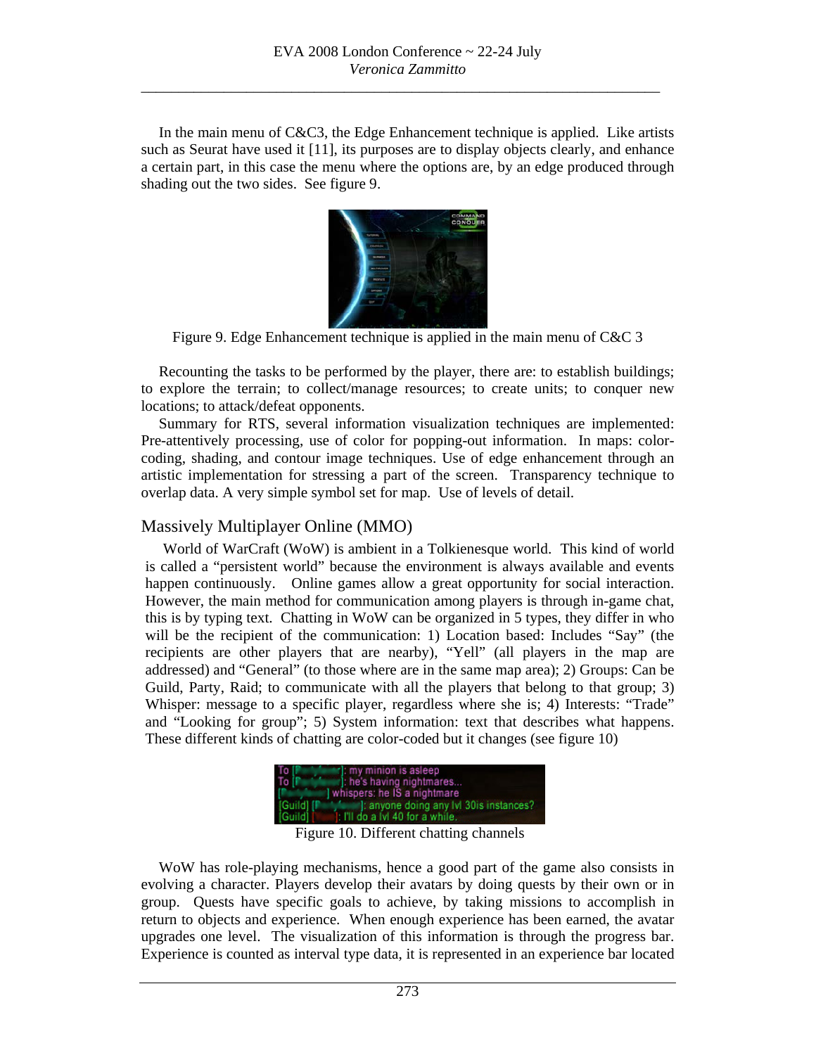In the main menu of C&C3, the Edge Enhancement technique is applied. Like artists such as Seurat have used it [11], its purposes are to display objects clearly, and enhance a certain part, in this case the menu where the options are, by an edge produced through shading out the two sides. See figure 9.

Figure 9. Edge Enhancement technique is applied in the main menu of C&C 3

Recounting the tasks to be performed by the player, there are: to establish buildings; to explore the terrain; to collect/manage resources; to create units; to conquer new locations; to attack/defeat opponents.

Summary for RTS, several information visualization techniques are implemented: Pre-attentively processing, use of color for popping-out information. In maps: color-coding, shading, and contour image techniques. Use of edge enhancement through an artistic implementation for stressing a part of the screen. Transparency technique to overlap data. A very simple symbol set for map. Use of levels of detail.

## Massively Multiplayer Online (MMO)

World of WarCraft (WoW) is ambient in a Tolkienesque world. This kind of world is called a "persistent world" because the environment is always available and events happen continuously. Online games allow a great opportunity for social interaction. However, the main method for communication among players is through in-game chat, this is by typing text. Chatting in WoW can be organized in 5 types, they differ in who will be the recipient of the communication: 1) Location based: Includes "Say" (the recipients are other players that are nearby), "Yell" (all players in the map are addressed) and "General" (to those where are in the same map area); 2) Groups: Can be Guild, Party, Raid; to communicate with all the players that belong to that group; 3) Whisper: message to a specific player, regardless where she is; 4) Interests: "Trade" and "Looking for group"; 5) System information: text that describes what happens. These different kinds of chatting are color-coded but it changes (see figure 10)

Figure 10. Different chatting channels

WoW has role-playing mechanisms, hence a good part of the game also consists in evolving a character. Players develop their avatars by doing quests by their own or in group. Quests have specific goals to achieve, by taking missions to accomplish in return to objects and experience. When enough experience has been earned, the avatar upgrades one level. The visualization of this information is through the progress bar. Experience is counted as interval type data, it is represented in an experience bar located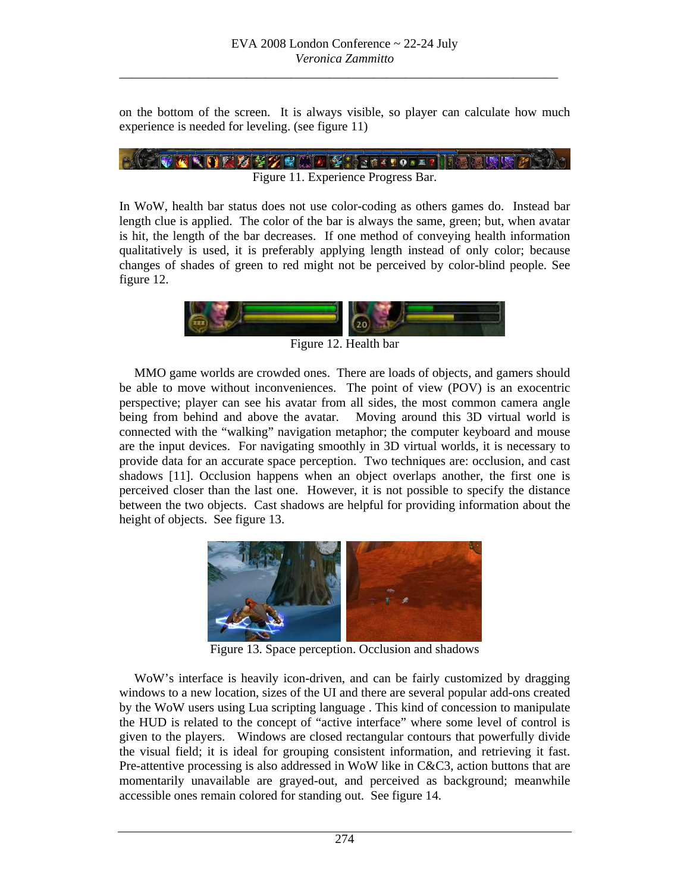on the bottom of the screen. It is always visible, so player can calculate how much experience is needed for leveling. (see figure 11)

Figure 11. Experience Progress Bar.

In WoW, health bar status does not use color-coding as others games do. Instead bar length clue is applied. The color of the bar is always the same, green; but, when avatar is hit, the length of the bar decreases. If one method of conveying health information qualitatively is used, it is preferably applying length instead of only color; because changes of shades of green to red might not be perceived by color-blind people. See figure 12.

Figure 12. Health bar

MMO game worlds are crowded ones. There are loads of objects, and gamers should be able to move without inconveniences. The point of view (POV) is an exocentric perspective; player can see his avatar from all sides, the most common camera angle being from behind and above the avatar. Moving around this 3D virtual world is connected with the "walking" navigation metaphor; the computer keyboard and mouse are the input devices. For navigating smoothly in 3D virtual worlds, it is necessary to provide data for an accurate space perception. Two techniques are: occlusion, and cast shadows [11]. Occlusion happens when an object overlaps another, the first one is perceived closer than the last one. However, it is not possible to specify the distance between the two objects. Cast shadows are helpful for providing information about the height of objects. See figure 13.

Figure 13. Space perception. Occlusion and shadows

WoW's interface is heavily icon-driven, and can be fairly customized by dragging windows to a new location, sizes of the UI and there are several popular add-ons created by the WoW users using Lua scripting language . This kind of concession to manipulate the HUD is related to the concept of "active interface" where some level of control is given to the players. Windows are closed rectangular contours that powerfully divide the visual field; it is ideal for grouping consistent information, and retrieving it fast. Pre-attentive processing is also addressed in WoW like in C&C3, action buttons that are momentarily unavailable are grayed-out, and perceived as background; meanwhile accessible ones remain colored for standing out. See figure 14.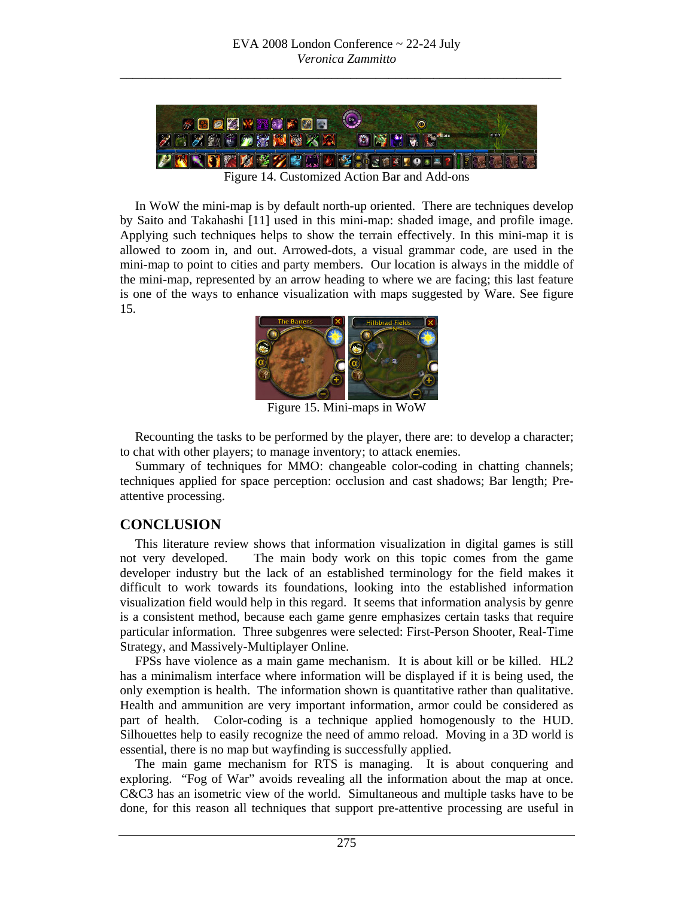Figure 14. Customized Action Bar and Add-ons

In WoW the mini-map is by default north-up oriented. There are techniques develop by Saito and Takahashi [11] used in this mini-map: shaded image, and profile image. Applying such techniques helps to show the terrain effectively. In this mini-map it is allowed to zoom in, and out. Arrowed-dots, a visual grammar code, are used in the mini-map to point to cities and party members. Our location is always in the middle of the mini-map, represented by an arrow heading to where we are facing; this last feature is one of the ways to enhance visualization with maps suggested by Ware. See figure 15.

Figure 15. Mini-maps in WoW

Recounting the tasks to be performed by the player, there are: to develop a character; to chat with other players; to manage inventory; to attack enemies.

Summary of techniques for MMO: changeable color-coding in chatting channels; techniques applied for space perception: occlusion and cast shadows; Bar length; Pre-attentive processing.

## CONCLUSION

This literature review shows that information visualization in digital games is still not very developed. The main body work on this topic comes from the game developer industry but the lack of an established terminology for the field makes it difficult to work towards its foundations, looking into the established information visualization field would help in this regard. It seems that information analysis by genre is a consistent method, because each game genre emphasizes certain tasks that require particular information. Three subgenres were selected: First-Person Shooter, Real-Time Strategy, and Massively-Multiplayer Online.

FPSs have violence as a main game mechanism. It is about kill or be killed. HL2 has a minimalism interface where information will be displayed if it is being used, the only exemption is health. The information shown is quantitative rather than qualitative. Health and ammunition are very important information, armor could be considered as part of health. Color-coding is a technique applied homogenously to the HUD. Silhouettes help to easily recognize the need of ammo reload. Moving in a 3D world is essential, there is no map but wayfinding is successfully applied.

The main game mechanism for RTS is managing. It is about conquering and exploring. "Fog of War" avoids revealing all the information about the map at once. C&C3 has an isometric view of the world. Simultaneous and multiple tasks have to be done, for this reason all techniques that support pre-attentive processing are useful in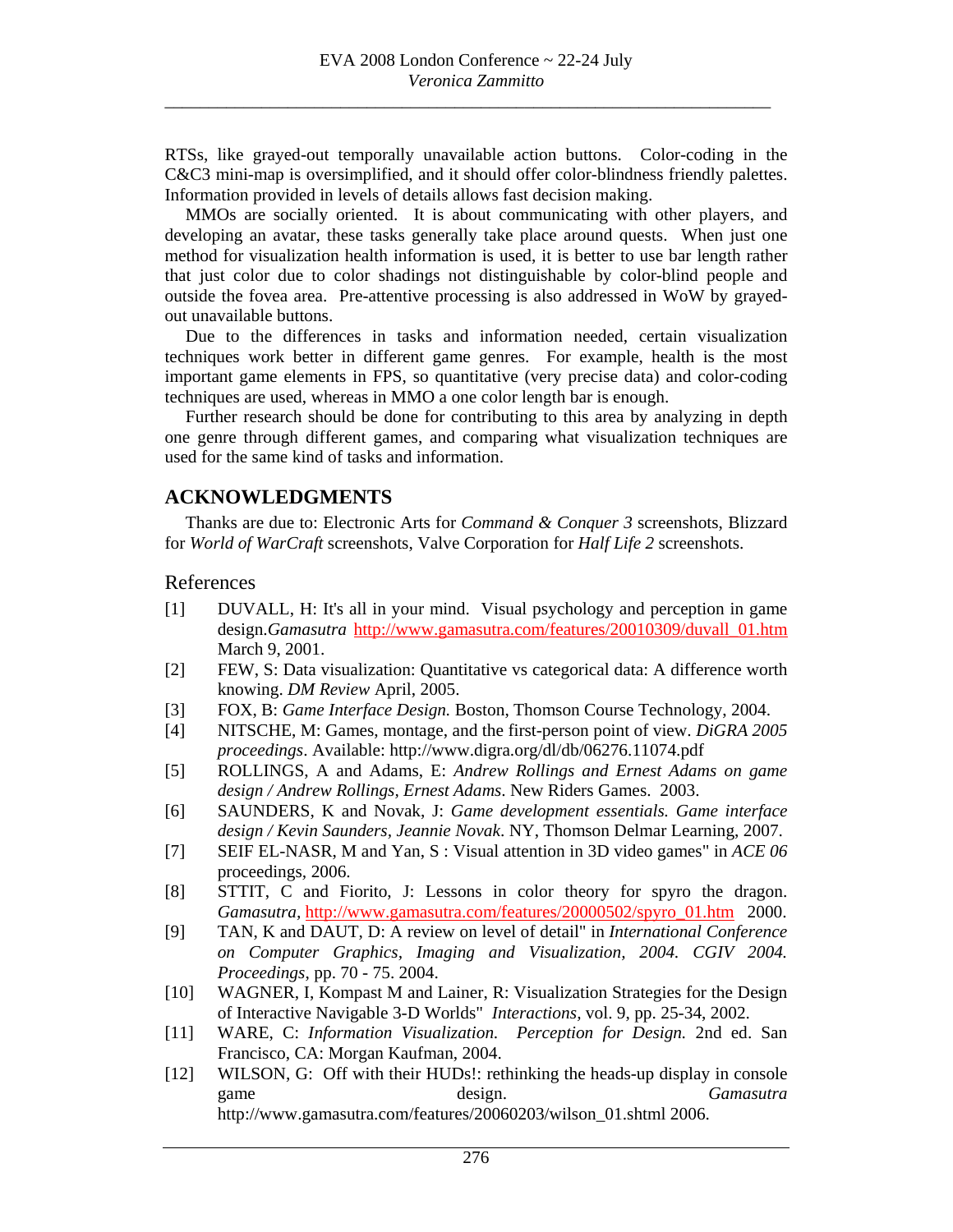RTSs, like grayed-out temporally unavailable action buttons. Color-coding in the C&C3 mini-map is oversimplified, and it should offer color-blindness friendly palettes. Information provided in levels of details allows fast decision making.

MMOs are socially oriented. It is about communicating with other players, and developing an avatar, these tasks generally take place around quests. When just one method for visualization health information is used, it is better to use bar length rather that just color due to color shadings not distinguishable by color-blind people and outside the fovea area. Pre-attentive processing is also addressed in WoW by grayed-out unavailable buttons.

Due to the differences in tasks and information needed, certain visualization techniques work better in different game genres. For example, health is the most important game elements in FPS, so quantitative (very precise data) and color-coding techniques are used, whereas in MMO a one color length bar is enough.

Further research should be done for contributing to this area by analyzing in depth one genre through different games, and comparing what visualization techniques are used for the same kind of tasks and information.

## ACKNOWLEDGMENTS

Thanks are due to: Electronic Arts for *Command & Conquer 3* screenshots, Blizzard for *World of WarCraft* screenshots, Valve Corporation for *Half Life 2* screenshots.

## References

[1] DUVALL, H: It's all in your mind. Visual psychology and perception in game design.*Gamasutra* http://www.gamasutra.com/features/20010309/duvall_01.htm March 9, 2001.

[2] FEW, S: Data visualization: Quantitative vs categorical data: A difference worth knowing. *DM Review* April, 2005.

[3] FOX, B: *Game Interface Design.* Boston, Thomson Course Technology, 2004.

[4] NITSCHE, M: Games, montage, and the first-person point of view. *DiGRA 2005 proceedings*. Available: http://www.digra.org/dl/db/06276.11074.pdf

[5] ROLLINGS, A and Adams, E: *Andrew Rollings and Ernest Adams on game design / Andrew Rollings, Ernest Adams*. New Riders Games. 2003.

[6] SAUNDERS, K and Novak, J: *Game development essentials. Game interface design / Kevin Saunders, Jeannie Novak*. NY, Thomson Delmar Learning, 2007.

[7] SEIF EL-NASR, M and Yan, S : Visual attention in 3D video games" in *ACE 06* proceedings, 2006.

[8] STTIT, C and Fiorito, J: Lessons in color theory for spyro the dragon. *Gamasutra*, http://www.gamasutra.com/features/20000502/spyro_01.htm 2000.

[9] TAN, K and DAUT, D: A review on level of detail" in *International Conference on Computer Graphics, Imaging and Visualization, 2004. CGIV 2004. Proceedings*, pp. 70 - 75. 2004.

[10] WAGNER, I, Kompast M and Lainer, R: Visualization Strategies for the Design of Interactive Navigable 3-D Worlds" *Interactions*, vol. 9, pp. 25-34, 2002.

[11] WARE, C: *Information Visualization. Perception for Design.* 2nd ed. San Francisco, CA: Morgan Kaufman, 2004.

[12] WILSON, G: Off with their HUDs!: rethinking the heads-up display in console game design. *Gamasutra* http://www.gamasutra.com/features/20060203/wilson_01.shtml 2006.